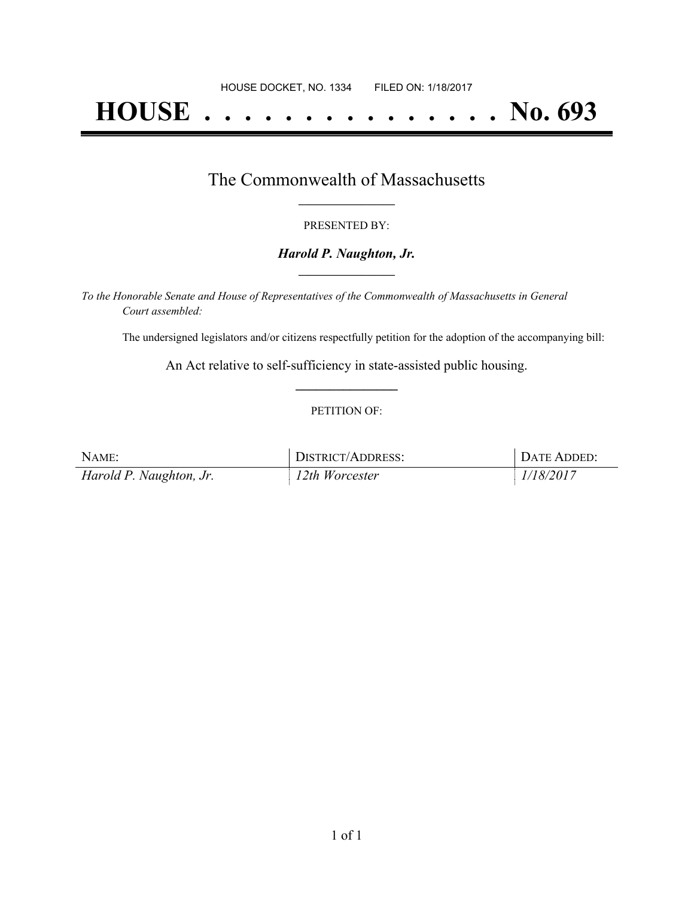HOUSE DOCKET, NO. 1334 FILED ON: 1/18/2017

# HOUSE . . . . . . . . . . . . . . . No. 693

## The Commonwealth of Massachusetts

PRESENTED BY:

***Harold P. Naughton, Jr.***

*To the Honorable Senate and House of Representatives of the Commonwealth of Massachusetts in General Court assembled:*

The undersigned legislators and/or citizens respectfully petition for the adoption of the accompanying bill:

An Act relative to self-sufficiency in state-assisted public housing.

PETITION OF:

| NAME: | DISTRICT/ADDRESS: | DATE ADDED: |
| --- | --- | --- |
| *Harold P. Naughton, Jr.* | *12th Worcester* | *1/18/2017* |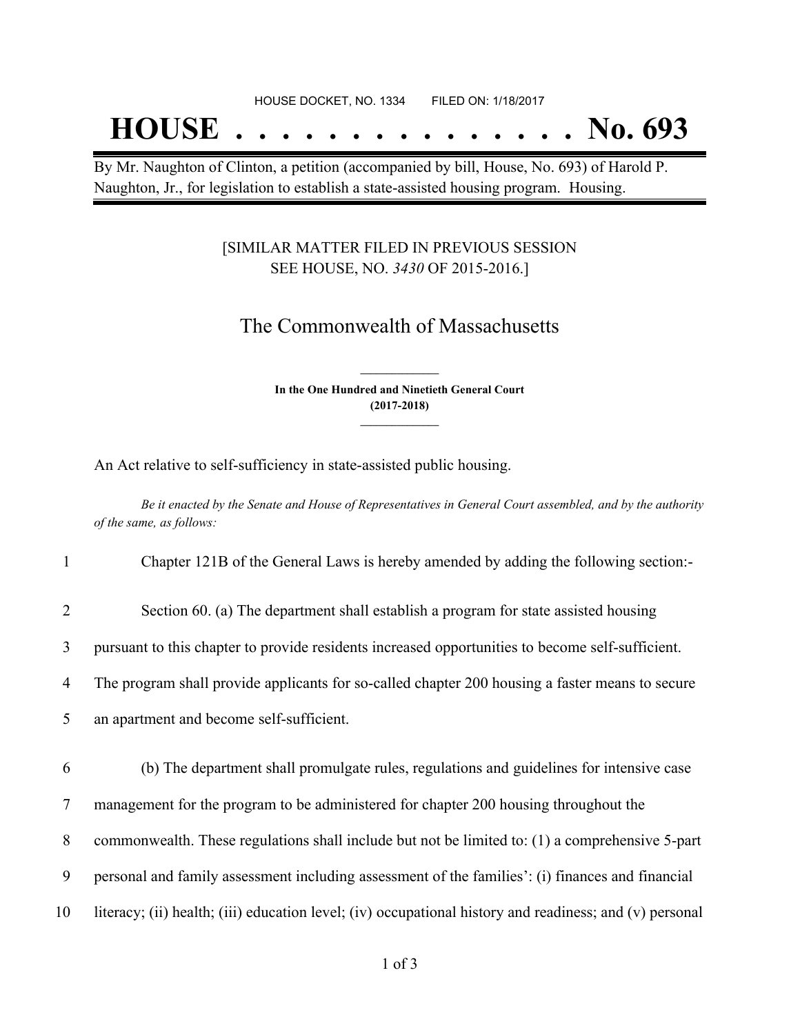HOUSE DOCKET, NO. 1334 FILED ON: 1/18/2017

# HOUSE . . . . . . . . . . . . . . . No. 693

By Mr. Naughton of Clinton, a petition (accompanied by bill, House, No. 693) of Harold P. Naughton, Jr., for legislation to establish a state-assisted housing program. Housing.

[SIMILAR MATTER FILED IN PREVIOUS SESSION SEE HOUSE, NO. *3430* OF 2015-2016.]

## The Commonwealth of Massachusetts

**In the One Hundred and Ninetieth General Court (2017-2018)**

An Act relative to self-sufficiency in state-assisted public housing.

*Be it enacted by the Senate and House of Representatives in General Court assembled, and by the authority of the same, as follows:*

1 Chapter 121B of the General Laws is hereby amended by adding the following section:-

2 Section 60. (a) The department shall establish a program for state assisted housing
3 pursuant to this chapter to provide residents increased opportunities to become self-sufficient.
4 The program shall provide applicants for so-called chapter 200 housing a faster means to secure
5 an apartment and become self-sufficient.

6 (b) The department shall promulgate rules, regulations and guidelines for intensive case
7 management for the program to be administered for chapter 200 housing throughout the
8 commonwealth. These regulations shall include but not be limited to: (1) a comprehensive 5-part
9 personal and family assessment including assessment of the families': (i) finances and financial
10 literacy; (ii) health; (iii) education level; (iv) occupational history and readiness; and (v) personal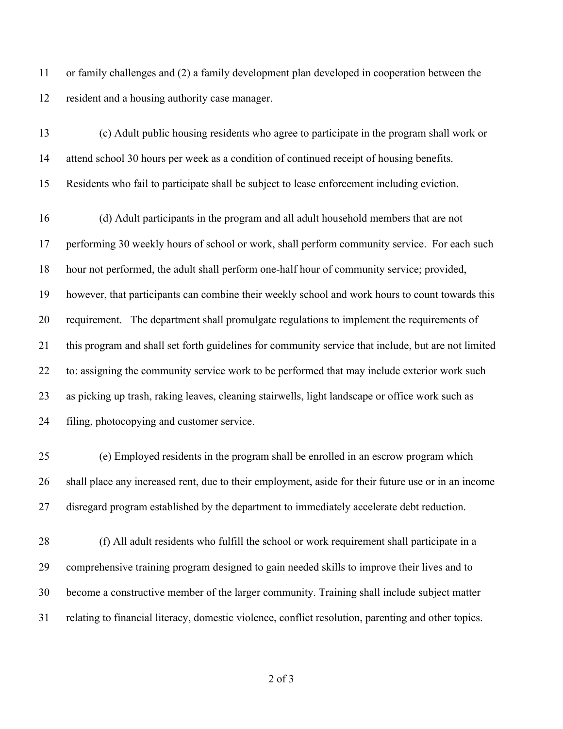or family challenges and (2) a family development plan developed in cooperation between the resident and a housing authority case manager.

(c) Adult public housing residents who agree to participate in the program shall work or attend school 30 hours per week as a condition of continued receipt of housing benefits. Residents who fail to participate shall be subject to lease enforcement including eviction.

(d) Adult participants in the program and all adult household members that are not performing 30 weekly hours of school or work, shall perform community service. For each such hour not performed, the adult shall perform one-half hour of community service; provided, however, that participants can combine their weekly school and work hours to count towards this requirement. The department shall promulgate regulations to implement the requirements of this program and shall set forth guidelines for community service that include, but are not limited to: assigning the community service work to be performed that may include exterior work such as picking up trash, raking leaves, cleaning stairwells, light landscape or office work such as filing, photocopying and customer service.

(e) Employed residents in the program shall be enrolled in an escrow program which shall place any increased rent, due to their employment, aside for their future use or in an income disregard program established by the department to immediately accelerate debt reduction.

(f) All adult residents who fulfill the school or work requirement shall participate in a comprehensive training program designed to gain needed skills to improve their lives and to become a constructive member of the larger community. Training shall include subject matter relating to financial literacy, domestic violence, conflict resolution, parenting and other topics.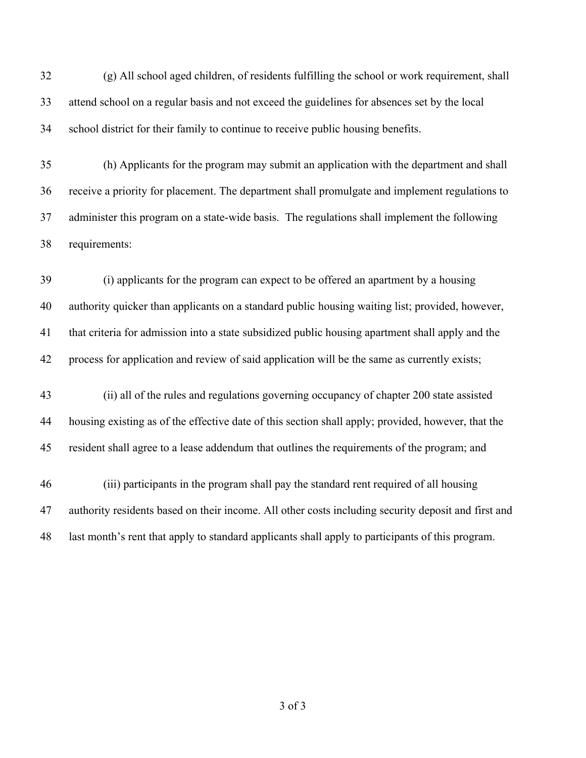(g) All school aged children, of residents fulfilling the school or work requirement, shall attend school on a regular basis and not exceed the guidelines for absences set by the local school district for their family to continue to receive public housing benefits.

(h) Applicants for the program may submit an application with the department and shall receive a priority for placement. The department shall promulgate and implement regulations to administer this program on a state-wide basis. The regulations shall implement the following requirements:

(i) applicants for the program can expect to be offered an apartment by a housing authority quicker than applicants on a standard public housing waiting list; provided, however, that criteria for admission into a state subsidized public housing apartment shall apply and the process for application and review of said application will be the same as currently exists;

(ii) all of the rules and regulations governing occupancy of chapter 200 state assisted housing existing as of the effective date of this section shall apply; provided, however, that the resident shall agree to a lease addendum that outlines the requirements of the program; and

(iii) participants in the program shall pay the standard rent required of all housing authority residents based on their income. All other costs including security deposit and first and last month's rent that apply to standard applicants shall apply to participants of this program.